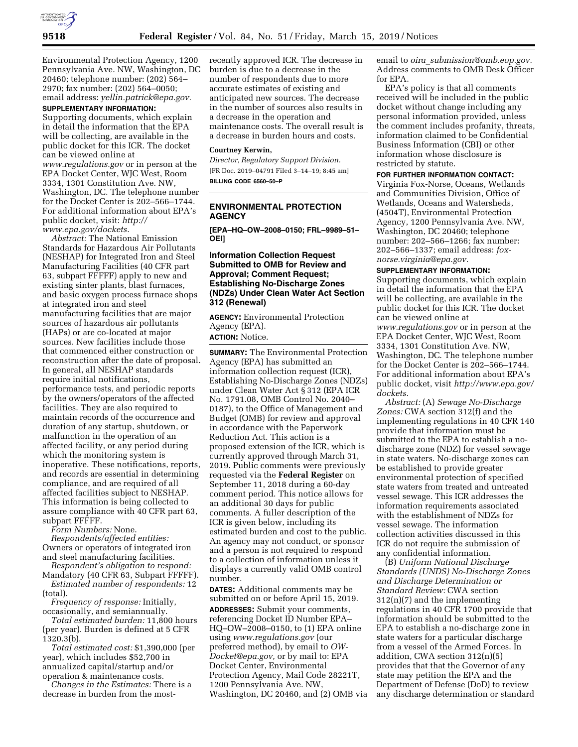Environmental Protection Agency, 1200 Pennsylvania Ave. NW, Washington, DC 20460; telephone number: (202) 564–2970; fax number: (202) 564–0050; email address: *yellin.patrick@epa.gov.*

**SUPPLEMENTARY INFORMATION:** Supporting documents, which explain in detail the information that the EPA will be collecting, are available in the public docket for this ICR. The docket can be viewed online at *www.regulations.gov* or in person at the EPA Docket Center, WJC West, Room 3334, 1301 Constitution Ave. NW, Washington, DC. The telephone number for the Docket Center is 202–566–1744. For additional information about EPA's public docket, visit: *http://www.epa.gov/dockets.*

*Abstract:* The National Emission Standards for Hazardous Air Pollutants (NESHAP) for Integrated Iron and Steel Manufacturing Facilities (40 CFR part 63, subpart FFFFF) apply to new and existing sinter plants, blast furnaces, and basic oxygen process furnace shops at integrated iron and steel manufacturing facilities that are major sources of hazardous air pollutants (HAPs) or are co-located at major sources. New facilities include those that commenced either construction or reconstruction after the date of proposal. In general, all NESHAP standards require initial notifications, performance tests, and periodic reports by the owners/operators of the affected facilities. They are also required to maintain records of the occurrence and duration of any startup, shutdown, or malfunction in the operation of an affected facility, or any period during which the monitoring system is inoperative. These notifications, reports, and records are essential in determining compliance, and are required of all affected facilities subject to NESHAP. This information is being collected to assure compliance with 40 CFR part 63, subpart FFFFF.

*Form Numbers:* None.

*Respondents/affected entities:* Owners or operators of integrated iron and steel manufacturing facilities.

*Respondent's obligation to respond:* Mandatory (40 CFR 63, Subpart FFFFF).

*Estimated number of respondents:* 12 (total).

*Frequency of response:* Initially, occasionally, and semiannually.

*Total estimated burden:* 11,800 hours (per year). Burden is defined at 5 CFR 1320.3(b).

*Total estimated cost:* $1,390,000 (per year), which includes $52,700 in annualized capital/startup and/or operation & maintenance costs.

*Changes in the Estimates:* There is a decrease in burden from the most-recently approved ICR. The decrease in burden is due to a decrease in the number of respondents due to more accurate estimates of existing and anticipated new sources. The decrease in the number of sources also results in a decrease in the operation and maintenance costs. The overall result is a decrease in burden hours and costs.

**Courtney Kerwin,**

*Director, Regulatory Support Division.*

[FR Doc. 2019–04791 Filed 3–14–19; 8:45 am]

**BILLING CODE 6560–50–P**

---

## ENVIRONMENTAL PROTECTION AGENCY

**[EPA–HQ–OW–2008–0150; FRL–9989–51–OEI]**

## Information Collection Request Submitted to OMB for Review and Approval; Comment Request; Establishing No-Discharge Zones (NDZs) Under Clean Water Act Section 312 (Renewal)

**AGENCY:** Environmental Protection Agency (EPA).

**ACTION:** Notice.

**SUMMARY:** The Environmental Protection Agency (EPA) has submitted an information collection request (ICR), Establishing No-Discharge Zones (NDZs) under Clean Water Act § 312 (EPA ICR No. 1791.08, OMB Control No. 2040–0187), to the Office of Management and Budget (OMB) for review and approval in accordance with the Paperwork Reduction Act. This action is a proposed extension of the ICR, which is currently approved through March 31, 2019. Public comments were previously requested via the **Federal Register** on September 11, 2018 during a 60-day comment period. This notice allows for an additional 30 days for public comments. A fuller description of the ICR is given below, including its estimated burden and cost to the public. An agency may not conduct, or sponsor and a person is not required to respond to a collection of information unless it displays a currently valid OMB control number.

**DATES:** Additional comments may be submitted on or before April 15, 2019.

**ADDRESSES:** Submit your comments, referencing Docket ID Number EPA–HQ–OW–2008–0150, to (1) EPA online using *www.regulations.gov* (our preferred method), by email to *OW-Docket@epa.gov,* or by mail to: EPA Docket Center, Environmental Protection Agency, Mail Code 28221T, 1200 Pennsylvania Ave. NW, Washington, DC 20460, and (2) OMB via email to *oira_submission@omb.eop.gov.* Address comments to OMB Desk Officer for EPA.

EPA's policy is that all comments received will be included in the public docket without change including any personal information provided, unless the comment includes profanity, threats, information claimed to be Confidential Business Information (CBI) or other information whose disclosure is restricted by statute.

**FOR FURTHER INFORMATION CONTACT:** Virginia Fox-Norse, Oceans, Wetlands and Communities Division, Office of Wetlands, Oceans and Watersheds, (4504T), Environmental Protection Agency, 1200 Pennsylvania Ave. NW, Washington, DC 20460; telephone number: 202–566–1266; fax number: 202–566–1337; email address: *fox-norse.virginia@epa.gov.*

**SUPPLEMENTARY INFORMATION:** Supporting documents, which explain in detail the information that the EPA will be collecting, are available in the public docket for this ICR. The docket can be viewed online at *www.regulations.gov* or in person at the EPA Docket Center, WJC West, Room 3334, 1301 Constitution Ave. NW, Washington, DC. The telephone number for the Docket Center is 202–566–1744. For additional information about EPA's public docket, visit *http://www.epa.gov/dockets.*

*Abstract:* (A) *Sewage No-Discharge Zones:* CWA section 312(f) and the implementing regulations in 40 CFR 140 provide that information must be submitted to the EPA to establish a no-discharge zone (NDZ) for vessel sewage in state waters. No-discharge zones can be established to provide greater environmental protection of specified state waters from treated and untreated vessel sewage. This ICR addresses the information requirements associated with the establishment of NDZs for vessel sewage. The information collection activities discussed in this ICR do not require the submission of any confidential information.

(B) *Uniform National Discharge Standards (UNDS) No-Discharge Zones and Discharge Determination or Standard Review:* CWA section 312(n)(7) and the implementing regulations in 40 CFR 1700 provide that information should be submitted to the EPA to establish a no-discharge zone in state waters for a particular discharge from a vessel of the Armed Forces. In addition, CWA section 312(n)(5) provides that that the Governor of any state may petition the EPA and the Department of Defense (DoD) to review any discharge determination or standard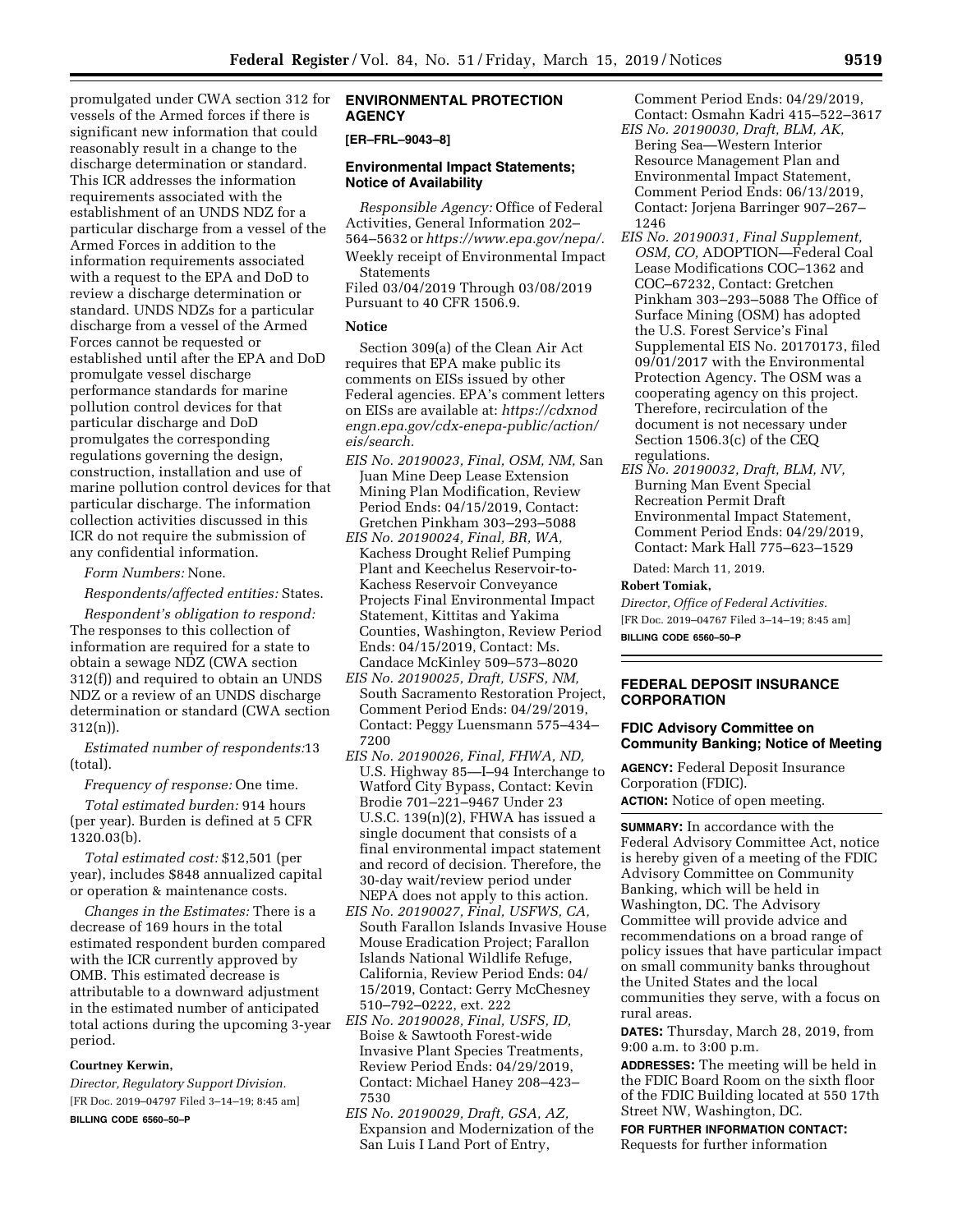promulgated under CWA section 312 for vessels of the Armed forces if there is significant new information that could reasonably result in a change to the discharge determination or standard. This ICR addresses the information requirements associated with the establishment of an UNDS NDZ for a particular discharge from a vessel of the Armed Forces in addition to the information requirements associated with a request to the EPA and DoD to review a discharge determination or standard. UNDS NDZs for a particular discharge from a vessel of the Armed Forces cannot be requested or established until after the EPA and DoD promulgate vessel discharge performance standards for marine pollution control devices for that particular discharge and DoD promulgates the corresponding regulations governing the design, construction, installation and use of marine pollution control devices for that particular discharge. The information collection activities discussed in this ICR do not require the submission of any confidential information.

*Form Numbers:* None.

*Respondents/affected entities:* States.

*Respondent's obligation to respond:* The responses to this collection of information are required for a state to obtain a sewage NDZ (CWA section 312(f)) and required to obtain an UNDS NDZ or a review of an UNDS discharge determination or standard (CWA section 312(n)).

*Estimated number of respondents:*13 (total).

*Frequency of response:* One time.

*Total estimated burden:* 914 hours (per year). Burden is defined at 5 CFR 1320.03(b).

*Total estimated cost:* $12,501 (per year), includes $848 annualized capital or operation & maintenance costs.

*Changes in the Estimates:* There is a decrease of 169 hours in the total estimated respondent burden compared with the ICR currently approved by OMB. This estimated decrease is attributable to a downward adjustment in the estimated number of anticipated total actions during the upcoming 3-year period.

**Courtney Kerwin,**

*Director, Regulatory Support Division.*

[FR Doc. 2019–04797 Filed 3–14–19; 8:45 am]

**BILLING CODE 6560–50–P**

## ENVIRONMENTAL PROTECTION AGENCY

**[ER–FRL–9043–8]**

### Environmental Impact Statements; Notice of Availability

*Responsible Agency:* Office of Federal Activities, General Information 202–564–5632 or *https://www.epa.gov/nepa/.*

Weekly receipt of Environmental Impact Statements

Filed 03/04/2019 Through 03/08/2019 Pursuant to 40 CFR 1506.9.

#### Notice

Section 309(a) of the Clean Air Act requires that EPA make public its comments on EISs issued by other Federal agencies. EPA's comment letters on EISs are available at: *https://cdxnodengn.epa.gov/cdx-enepa-public/action/eis/search.*

*EIS No. 20190023, Final, OSM, NM,* San Juan Mine Deep Lease Extension Mining Plan Modification, Review Period Ends: 04/15/2019, Contact: Gretchen Pinkham 303–293–5088

*EIS No. 20190024, Final, BR, WA,* Kachess Drought Relief Pumping Plant and Keechelus Reservoir-to-Kachess Reservoir Conveyance Projects Final Environmental Impact Statement, Kittitas and Yakima Counties, Washington, Review Period Ends: 04/15/2019, Contact: Ms. Candace McKinley 509–573–8020

*EIS No. 20190025, Draft, USFS, NM,* South Sacramento Restoration Project, Comment Period Ends: 04/29/2019, Contact: Peggy Luensmann 575–434–7200

*EIS No. 20190026, Final, FHWA, ND,* U.S. Highway 85—I–94 Interchange to Watford City Bypass, Contact: Kevin Brodie 701–221–9467 Under 23 U.S.C. 139(n)(2), FHWA has issued a single document that consists of a final environmental impact statement and record of decision. Therefore, the 30-day wait/review period under NEPA does not apply to this action.

*EIS No. 20190027, Final, USFWS, CA,* South Farallon Islands Invasive House Mouse Eradication Project; Farallon Islands National Wildlife Refuge, California, Review Period Ends: 04/15/2019, Contact: Gerry McChesney 510–792–0222, ext. 222

*EIS No. 20190028, Final, USFS, ID,* Boise & Sawtooth Forest-wide Invasive Plant Species Treatments, Review Period Ends: 04/29/2019, Contact: Michael Haney 208–423–7530

*EIS No. 20190029, Draft, GSA, AZ,* Expansion and Modernization of the San Luis I Land Port of Entry, Comment Period Ends: 04/29/2019, Contact: Osmahn Kadri 415–522–3617

*EIS No. 20190030, Draft, BLM, AK,* Bering Sea—Western Interior Resource Management Plan and Environmental Impact Statement, Comment Period Ends: 06/13/2019, Contact: Jorjena Barringer 907–267–1246

*EIS No. 20190031, Final Supplement, OSM, CO,* ADOPTION—Federal Coal Lease Modifications COC–1362 and COC–67232, Contact: Gretchen Pinkham 303–293–5088 The Office of Surface Mining (OSM) has adopted the U.S. Forest Service's Final Supplemental EIS No. 20170173, filed 09/01/2017 with the Environmental Protection Agency. The OSM was a cooperating agency on this project. Therefore, recirculation of the document is not necessary under Section 1506.3(c) of the CEQ regulations.

*EIS No. 20190032, Draft, BLM, NV,* Burning Man Event Special Recreation Permit Draft Environmental Impact Statement, Comment Period Ends: 04/29/2019, Contact: Mark Hall 775–623–1529

Dated: March 11, 2019.

**Robert Tomiak,**

*Director, Office of Federal Activities.*

[FR Doc. 2019–04767 Filed 3–14–19; 8:45 am]

**BILLING CODE 6560–50–P**

## FEDERAL DEPOSIT INSURANCE CORPORATION

### FDIC Advisory Committee on Community Banking; Notice of Meeting

**AGENCY:** Federal Deposit Insurance Corporation (FDIC).

**ACTION:** Notice of open meeting.

**SUMMARY:** In accordance with the Federal Advisory Committee Act, notice is hereby given of a meeting of the FDIC Advisory Committee on Community Banking, which will be held in Washington, DC. The Advisory Committee will provide advice and recommendations on a broad range of policy issues that have particular impact on small community banks throughout the United States and the local communities they serve, with a focus on rural areas.

**DATES:** Thursday, March 28, 2019, from 9:00 a.m. to 3:00 p.m.

**ADDRESSES:** The meeting will be held in the FDIC Board Room on the sixth floor of the FDIC Building located at 550 17th Street NW, Washington, DC.

**FOR FURTHER INFORMATION CONTACT:** Requests for further information